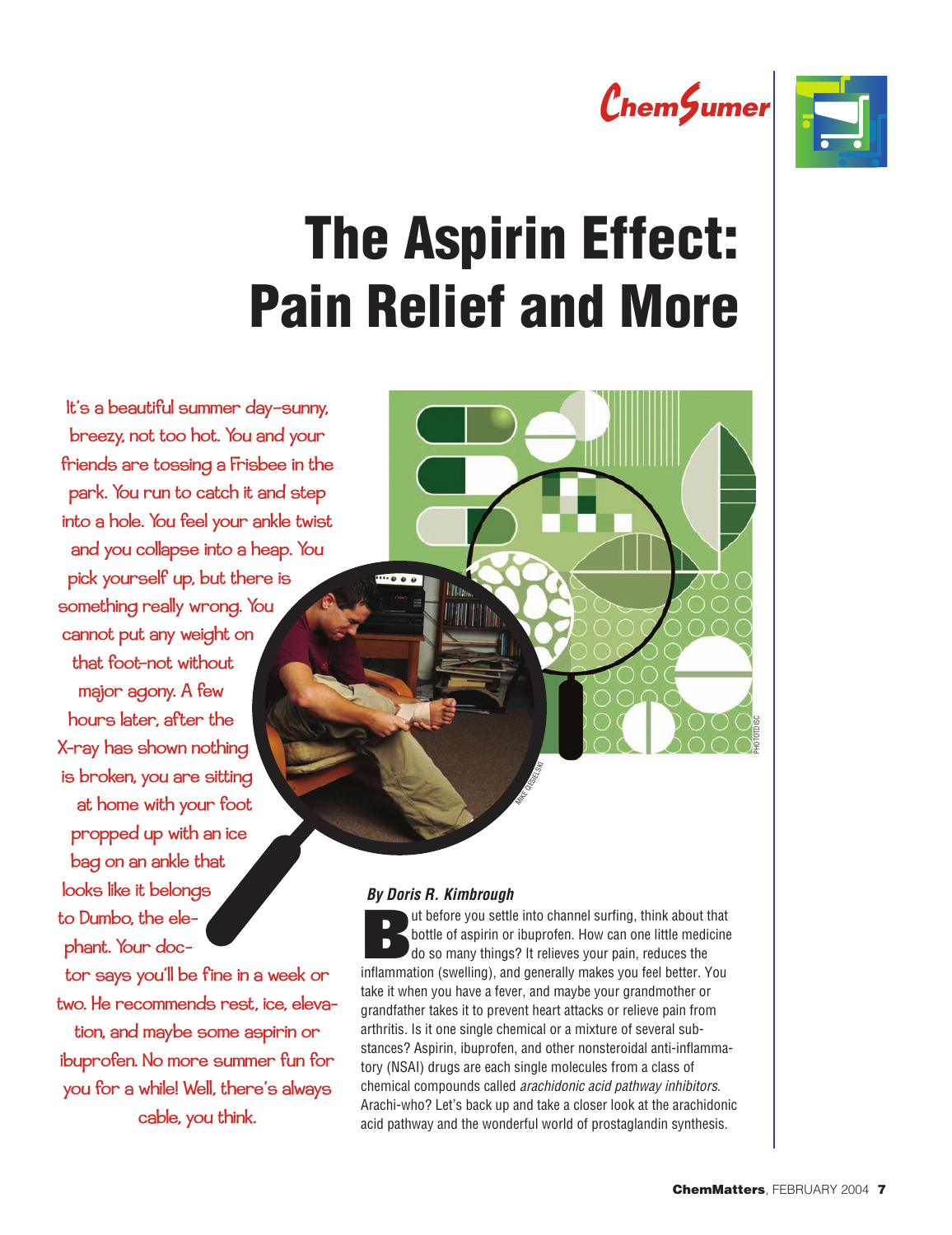ChemSumer

# The Aspirin Effect: Pain Relief and More

It's a beautiful summer day—sunny, breezy, not too hot. You and your friends are tossing a Frisbee in the park. You run to catch it and step into a hole. You feel your ankle twist and you collapse into a heap. You pick yourself up, but there is something really wrong. You cannot put any weight on that foot—not without major agony. A few hours later, after the X-ray has shown nothing is broken, you are sitting at home with your foot propped up with an ice bag on an ankle that looks like it belongs to Dumbo, the elephant. Your doctor says you'll be fine in a week or two. He recommends rest, ice, elevation, and maybe some aspirin or ibuprofen. No more summer fun for you for a while! Well, there's always cable, you think.

MIKE CIESIELSKI

PHOTODISC

***By Doris R. Kimbrough***

But before you settle into channel surfing, think about that bottle of aspirin or ibuprofen. How can one little medicine do so many things? It relieves your pain, reduces the inflammation (swelling), and generally makes you feel better. You take it when you have a fever, and maybe your grandmother or grandfather takes it to prevent heart attacks or relieve pain from arthritis. Is it one single chemical or a mixture of several substances? Aspirin, ibuprofen, and other nonsteroidal anti-inflammatory (NSAI) drugs are each single molecules from a class of chemical compounds called *arachidonic acid pathway inhibitors*. Arachi-who? Let's back up and take a closer look at the arachidonic acid pathway and the wonderful world of prostaglandin synthesis.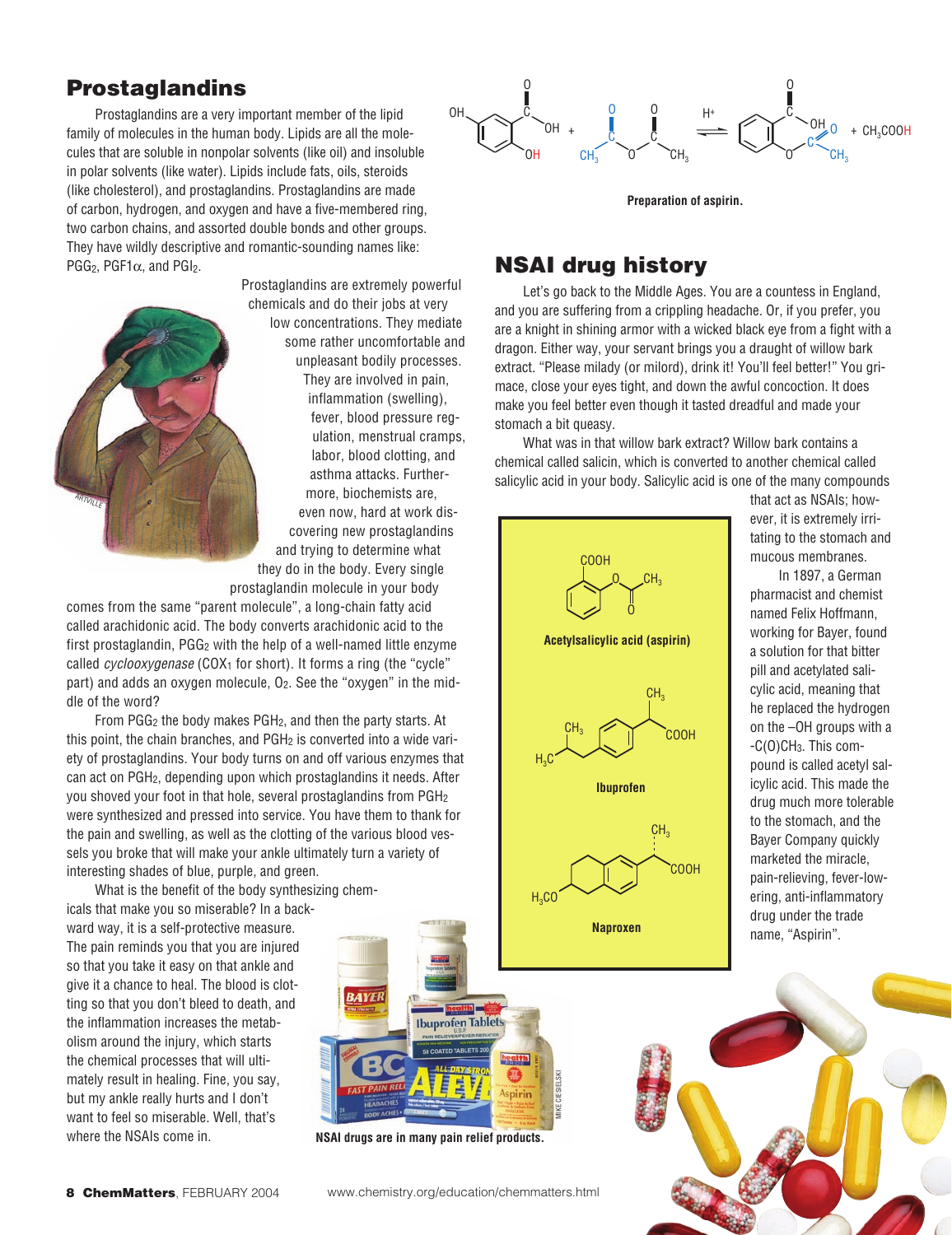## Prostaglandins

Prostaglandins are a very important member of the lipid family of molecules in the human body. Lipids are all the molecules that are soluble in nonpolar solvents (like oil) and insoluble in polar solvents (like water). Lipids include fats, oils, steroids (like cholesterol), and prostaglandins. Prostaglandins are made of carbon, hydrogen, and oxygen and have a five-membered ring, two carbon chains, and assorted double bonds and other groups. They have wildly descriptive and romantic-sounding names like: $PGG_2$, $PGF1\alpha$, and $PGI_2$.

Prostaglandins are extremely powerful chemicals and do their jobs at very low concentrations. They mediate some rather uncomfortable and unpleasant bodily processes. They are involved in pain, inflammation (swelling), fever, blood pressure regulation, menstrual cramps, labor, blood clotting, and asthma attacks. Furthermore, biochemists are, even now, hard at work discovering new prostaglandins and trying to determine what they do in the body. Every single prostaglandin molecule in your body comes from the same "parent molecule", a long-chain fatty acid called arachidonic acid. The body converts arachidonic acid to the first prostaglandin, $PGG_2$ with the help of a well-named little enzyme called *cyclooxygenase* ($COX_1$ for short). It forms a ring (the "cycle" part) and adds an oxygen molecule, $O_2$. See the "oxygen" in the middle of the word?

From $PGG_2$ the body makes $PGH_2$, and then the party starts. At this point, the chain branches, and $PGH_2$ is converted into a wide variety of prostaglandins. Your body turns on and off various enzymes that can act on $PGH_2$, depending upon which prostaglandins it needs. After you shoved your foot in that hole, several prostaglandins from $PGH_2$ were synthesized and pressed into service. You have them to thank for the pain and swelling, as well as the clotting of the various blood vessels you broke that will make your ankle ultimately turn a variety of interesting shades of blue, purple, and green.

What is the benefit of the body synthesizing chemicals that make you so miserable? In a backward way, it is a self-protective measure. The pain reminds you that you are injured so that you take it easy on that ankle and give it a chance to heal. The blood is clotting so that you don't bleed to death, and the inflammation increases the metabolism around the injury, which starts the chemical processes that will ultimately result in healing. Fine, you say, but my ankle really hurts and I don't want to feel so miserable. Well, that's where the NSAIs come in.

NSAI drugs are in many pain relief products.

Salicylic acid + acetic anhydride $\overset{H^+}{\rightleftharpoons}$ acetylsalicylic acid + $CH_3COOH$

**Preparation of aspirin.**

## NSAI drug history

Let's go back to the Middle Ages. You are a countess in England, and you are suffering from a crippling headache. Or, if you prefer, you are a knight in shining armor with a wicked black eye from a fight with a dragon. Either way, your servant brings you a draught of willow bark extract. "Please milady (or milord), drink it! You'll feel better!" You grimace, close your eyes tight, and down the awful concoction. It does make you feel better even though it tasted dreadful and made your stomach a bit queasy.

What was in that willow bark extract? Willow bark contains a chemical called salicin, which is converted to another chemical called salicylic acid in your body. Salicylic acid is one of the many compounds that act as NSAIs; however, it is extremely irritating to the stomach and mucous membranes.

In 1897, a German pharmacist and chemist named Felix Hoffmann, working for Bayer, found a solution for that bitter pill and acetylated salicylic acid, meaning that he replaced the hydrogen on the –OH groups with a $-C(O)CH_3$. This compound is called acetyl salicylic acid. This made the drug much more tolerable to the stomach, and the Bayer Company quickly marketed the miracle, pain-relieving, fever-lowering, anti-inflammatory drug under the trade name, "Aspirin".

**Acetylsalicylic acid (aspirin)**

**Ibuprofen**

**Naproxen**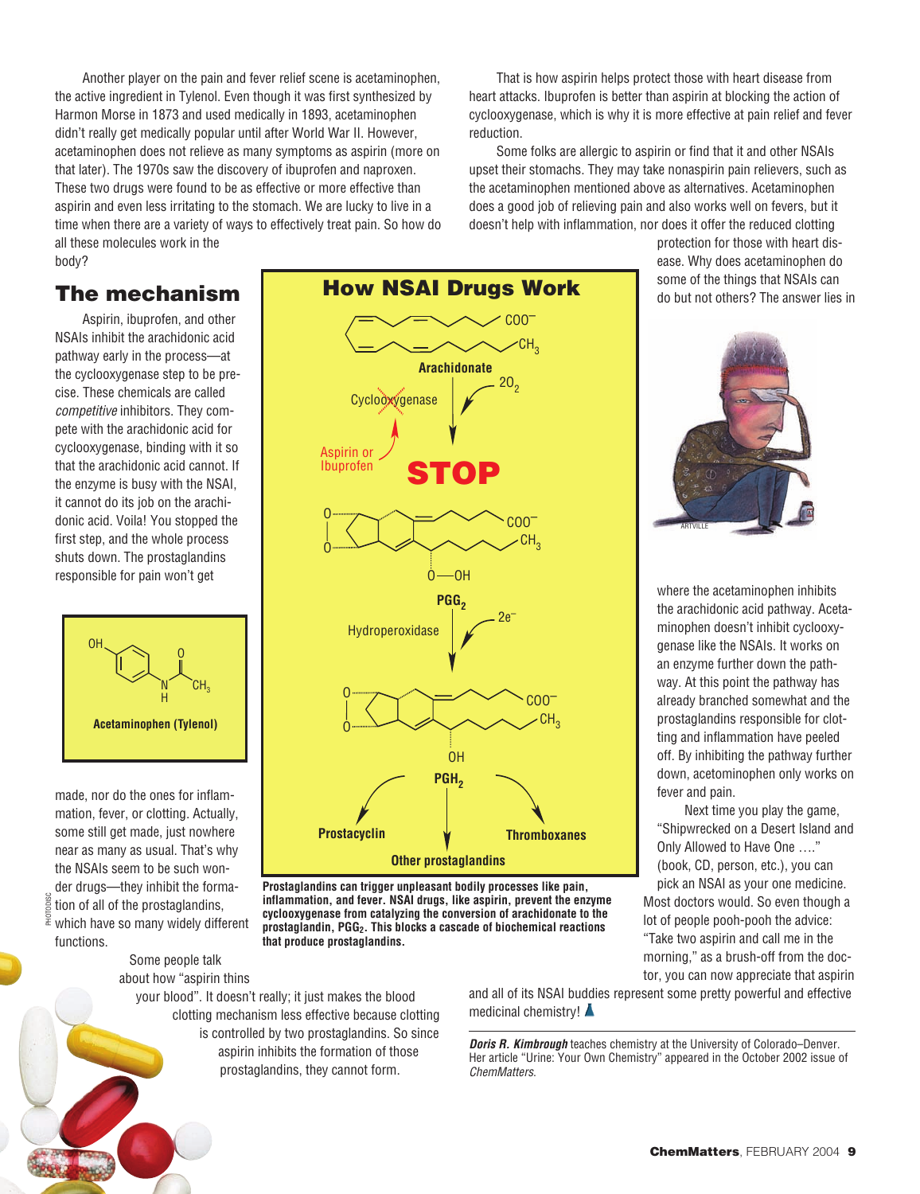Another player on the pain and fever relief scene is acetaminophen, the active ingredient in Tylenol. Even though it was first synthesized by Harmon Morse in 1873 and used medically in 1893, acetaminophen didn't really get medically popular until after World War II. However, acetaminophen does not relieve as many symptoms as aspirin (more on that later). The 1970s saw the discovery of ibuprofen and naproxen. These two drugs were found to be as effective or more effective than aspirin and even less irritating to the stomach. We are lucky to live in a time when there are a variety of ways to effectively treat pain. So how do all these molecules work in the body?

## The mechanism

Aspirin, ibuprofen, and other NSAIs inhibit the arachidonic acid pathway early in the process—at the cyclooxygenase step to be precise. These chemicals are called *competitive* inhibitors. They compete with the arachidonic acid for cyclooxygenase, binding with it so that the arachidonic acid cannot. If the enzyme is busy with the NSAI, it cannot do its job on the arachidonic acid. Voila! You stopped the first step, and the whole process shuts down. The prostaglandins responsible for pain won't get made, nor do the ones for inflammation, fever, or clotting. Actually, some still get made, just nowhere near as many as usual. That's why the NSAIs seem to be such wonder drugs—they inhibit the formation of all of the prostaglandins, which have so many widely different functions.

**Acetaminophen (Tylenol)**

### How NSAI Drugs Work

Arachidonate → (Cyclooxygenase, $2O_2$; Aspirin or Ibuprofen — STOP) → $PGG_2$ → (Hydroperoxidase, $2e^-$) → $PGH_2$ → Prostacyclin, Other prostaglandins, Thromboxanes

**Prostaglandins can trigger unpleasant bodily processes like pain, inflammation, and fever. NSAI drugs, like aspirin, prevent the enzyme cyclooxygenase from catalyzing the conversion of arachidonate to the prostaglandin, $PGG_2$. This blocks a cascade of biochemical reactions that produce prostaglandins.**

Some people talk about how "aspirin thins your blood". It doesn't really; it just makes the blood clotting mechanism less effective because clotting is controlled by two prostaglandins. So since aspirin inhibits the formation of those prostaglandins, they cannot form.

That is how aspirin helps protect those with heart disease from heart attacks. Ibuprofen is better than aspirin at blocking the action of cyclooxygenase, which is why it is more effective at pain relief and fever reduction.

Some folks are allergic to aspirin or find that it and other NSAIs upset their stomachs. They may take nonaspirin pain relievers, such as the acetaminophen mentioned above as alternatives. Acetaminophen does a good job of relieving pain and also works well on fevers, but it doesn't help with inflammation, nor does it offer the reduced clotting protection for those with heart disease. Why does acetaminophen do some of the things that NSAIs can do but not others? The answer lies in where the acetaminophen inhibits the arachidonic acid pathway. Acetaminophen doesn't inhibit cyclooxygenase like the NSAIs. It works on an enzyme further down the pathway. At this point the pathway has already branched somewhat and the prostaglandins responsible for clotting and inflammation have peeled off. By inhibiting the pathway further down, acetominophen only works on fever and pain.

Next time you play the game, "Shipwrecked on a Desert Island and Only Allowed to Have One …." (book, CD, person, etc.), you can pick an NSAI as your one medicine. Most doctors would. So even though a lot of people pooh-pooh the advice: "Take two aspirin and call me in the morning," as a brush-off from the doctor, you can now appreciate that aspirin and all of its NSAI buddies represent some pretty powerful and effective medicinal chemistry!

***Doris R. Kimbrough*** teaches chemistry at the University of Colorado–Denver. Her article "Urine: Your Own Chemistry" appeared in the October 2002 issue of *ChemMatters*.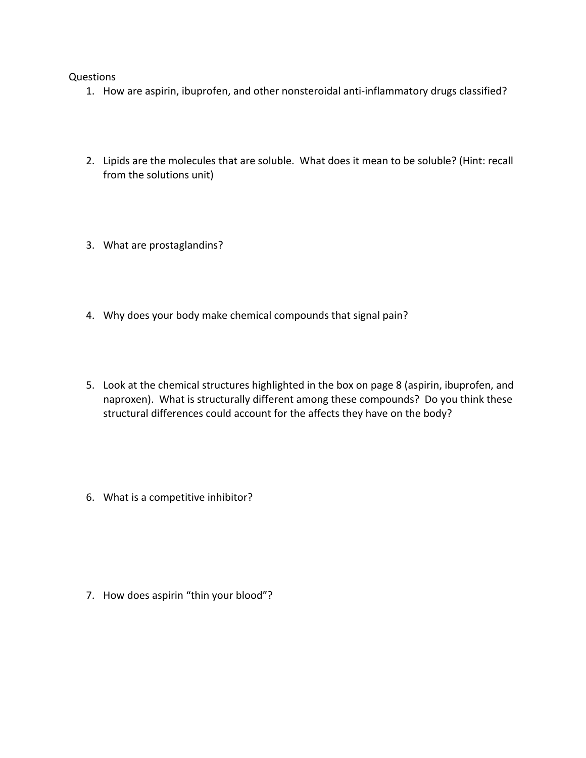Questions

1. How are aspirin, ibuprofen, and other nonsteroidal anti-inflammatory drugs classified?

2. Lipids are the molecules that are soluble. What does it mean to be soluble? (Hint: recall from the solutions unit)

3. What are prostaglandins?

4. Why does your body make chemical compounds that signal pain?

5. Look at the chemical structures highlighted in the box on page 8 (aspirin, ibuprofen, and naproxen). What is structurally different among these compounds? Do you think these structural differences could account for the affects they have on the body?

6. What is a competitive inhibitor?

7. How does aspirin "thin your blood"?